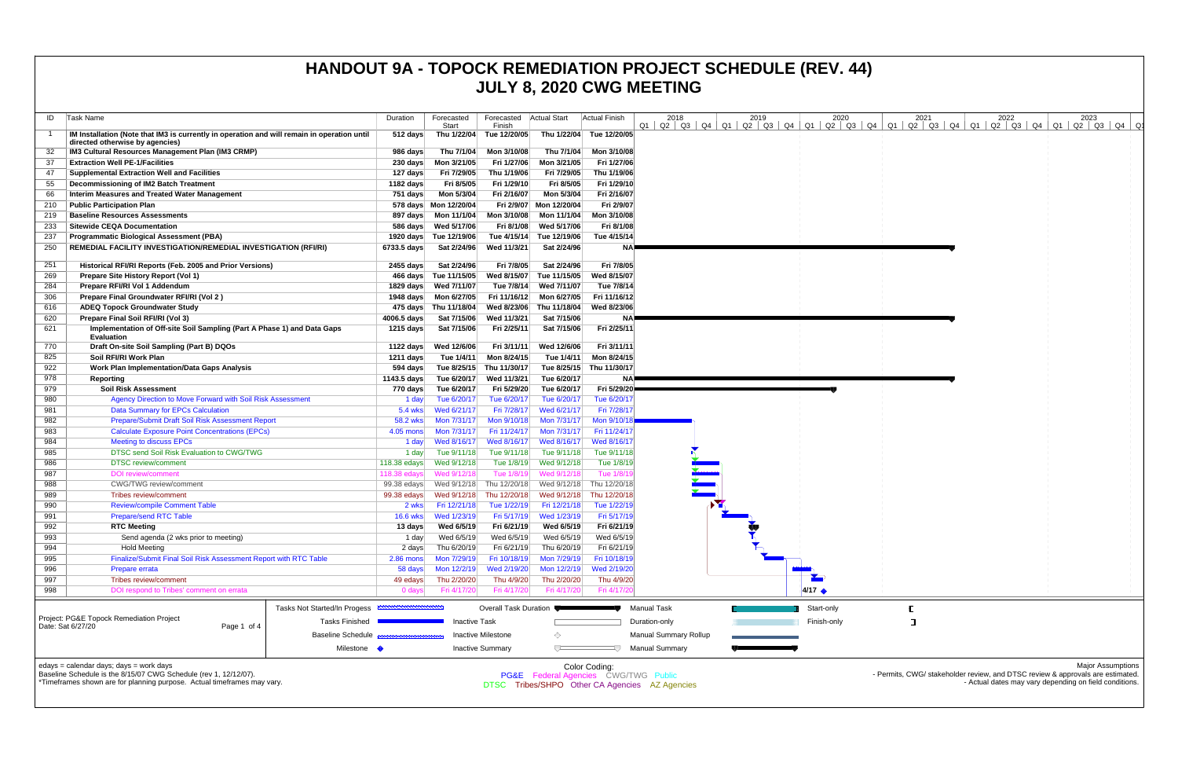# HANDOUT 9A - TOPOCK REMEDIATION PROJECT SCHEDULE (REV. 44)
# JULY 8, 2020 CWG MEETING

| ID | Task Name | Duration | Forecasted Start | Forecasted Finish | Actual Start | Actual Finish |
|---|---|---|---|---|---|---|
| 1 | **IM Installation (Note that IM3 is currently in operation and will remain in operation until directed otherwise by agencies)** | 512 days | Thu 1/22/04 | Tue 12/20/05 | Thu 1/22/04 | Tue 12/20/05 |
| 32 | **IM3 Cultural Resources Management Plan (IM3 CRMP)** | 986 days | Thu 7/1/04 | Mon 3/10/08 | Thu 7/1/04 | Mon 3/10/08 |
| 37 | **Extraction Well PE-1/Facilities** | 230 days | Mon 3/21/05 | Fri 1/27/06 | Mon 3/21/05 | Fri 1/27/06 |
| 47 | **Supplemental Extraction Well and Facilities** | 127 days | Fri 7/29/05 | Thu 1/19/06 | Fri 7/29/05 | Thu 1/19/06 |
| 55 | **Decommissioning of IM2 Batch Treatment** | 1182 days | Fri 8/5/05 | Fri 1/29/10 | Fri 8/5/05 | Fri 1/29/10 |
| 66 | **Interim Measures and Treated Water Management** | 751 days | Mon 5/3/04 | Fri 2/16/07 | Mon 5/3/04 | Fri 2/16/07 |
| 210 | **Public Participation Plan** | 578 days | Mon 12/20/04 | Fri 2/9/07 | Mon 12/20/04 | Fri 2/9/07 |
| 219 | **Baseline Resources Assessments** | 897 days | Mon 11/1/04 | Mon 3/10/08 | Mon 11/1/04 | Mon 3/10/08 |
| 233 | **Sitewide CEQA Documentation** | 586 days | Wed 5/17/06 | Fri 8/1/08 | Wed 5/17/06 | Fri 8/1/08 |
| 237 | **Programmatic Biological Assessment (PBA)** | 1920 days | Tue 12/19/06 | Tue 4/15/14 | Tue 12/19/06 | Tue 4/15/14 |
| 250 | **REMEDIAL FACILITY INVESTIGATION/REMEDIAL INVESTIGATION (RFI/RI)** | 6733.5 days | Sat 2/24/96 | Wed 11/3/21 | Sat 2/24/96 | NA |
| 251 | **Historical RFI/RI Reports (Feb. 2005 and Prior Versions)** | 2455 days | Sat 2/24/96 | Fri 7/8/05 | Sat 2/24/96 | Fri 7/8/05 |
| 269 | **Prepare Site History Report (Vol 1)** | 466 days | Tue 11/15/05 | Wed 8/15/07 | Tue 11/15/05 | Wed 8/15/07 |
| 284 | **Prepare RFI/RI Vol 1 Addendum** | 1829 days | Wed 7/11/07 | Tue 7/8/14 | Wed 7/11/07 | Tue 7/8/14 |
| 306 | **Prepare Final Groundwater RFI/RI (Vol 2 )** | 1948 days | Mon 6/27/05 | Fri 11/16/12 | Mon 6/27/05 | Fri 11/16/12 |
| 616 | **ADEQ Topock Groundwater Study** | 475 days | Thu 11/18/04 | Wed 8/23/06 | Thu 11/18/04 | Wed 8/23/06 |
| 620 | **Prepare Final Soil RFI/RI (Vol 3)** | 4006.5 days | Sat 7/15/06 | Wed 11/3/21 | Sat 7/15/06 | NA |
| 621 | **Implementation of Off-site Soil Sampling (Part A Phase 1) and Data Gaps Evaluation** | 1215 days | Sat 7/15/06 | Fri 2/25/11 | Sat 7/15/06 | Fri 2/25/11 |
| 770 | **Draft On-site Soil Sampling (Part B) DQOs** | 1122 days | Wed 12/6/06 | Fri 3/11/11 | Wed 12/6/06 | Fri 3/11/11 |
| 825 | **Soil RFI/RI Work Plan** | 1211 days | Tue 1/4/11 | Mon 8/24/15 | Tue 1/4/11 | Mon 8/24/15 |
| 922 | **Work Plan Implementation/Data Gaps Analysis** | 594 days | Tue 8/25/15 | Thu 11/30/17 | Tue 8/25/15 | Thu 11/30/17 |
| 978 | **Reporting** | 1143.5 days | Tue 6/20/17 | Wed 11/3/21 | Tue 6/20/17 | NA |
| 979 | **Soil Risk Assessment** | 770 days | Tue 6/20/17 | Fri 5/29/20 | Tue 6/20/17 | Fri 5/29/20 |
| 980 | Agency Direction to Move Forward with Soil Risk Assessment | 1 day | Tue 6/20/17 | Tue 6/20/17 | Tue 6/20/17 | Tue 6/20/17 |
| 981 | Data Summary for EPCs Calculation | 5.4 wks | Wed 6/21/17 | Fri 7/28/17 | Wed 6/21/17 | Fri 7/28/17 |
| 982 | Prepare/Submit Draft Soil Risk Assessment Report | 58.2 wks | Mon 7/31/17 | Mon 9/10/18 | Mon 7/31/17 | Mon 9/10/18 |
| 983 | Calculate Exposure Point Concentrations (EPCs) | 4.05 mons | Mon 7/31/17 | Fri 11/24/17 | Mon 7/31/17 | Fri 11/24/17 |
| 984 | Meeting to discuss EPCs | 1 day | Wed 8/16/17 | Wed 8/16/17 | Wed 8/16/17 | Wed 8/16/17 |
| 985 | DTSC send Soil Risk Evaluation to CWG/TWG | 1 day | Tue 9/11/18 | Tue 9/11/18 | Tue 9/11/18 | Tue 9/11/18 |
| 986 | DTSC review/comment | 118.38 edays | Wed 9/12/18 | Tue 1/8/19 | Wed 9/12/18 | Tue 1/8/19 |
| 987 | DOI review/comment | 118.38 edays | Wed 9/12/18 | Tue 1/8/19 | Wed 9/12/18 | Tue 1/8/19 |
| 988 | CWG/TWG review/comment | 99.38 edays | Wed 9/12/18 | Thu 12/20/18 | Wed 9/12/18 | Thu 12/20/18 |
| 989 | Tribes review/comment | 99.38 edays | Wed 9/12/18 | Thu 12/20/18 | Wed 9/12/18 | Thu 12/20/18 |
| 990 | Review/compile Comment Table | 2 wks | Fri 12/21/18 | Tue 1/22/19 | Fri 12/21/18 | Tue 1/22/19 |
| 991 | Prepare/send RTC Table | 16.6 wks | Wed 1/23/19 | Fri 5/17/19 | Wed 1/23/19 | Fri 5/17/19 |
| 992 | **RTC Meeting** | 13 days | Wed 6/5/19 | Fri 6/21/19 | Wed 6/5/19 | Fri 6/21/19 |
| 993 | Send agenda (2 wks prior to meeting) | 1 day | Wed 6/5/19 | Wed 6/5/19 | Wed 6/5/19 | Wed 6/5/19 |
| 994 | Hold Meeting | 2 days | Thu 6/20/19 | Fri 6/21/19 | Thu 6/20/19 | Fri 6/21/19 |
| 995 | Finalize/Submit Final Soil Risk Assessment Report with RTC Table | 2.86 mons | Mon 7/29/19 | Fri 10/18/19 | Mon 7/29/19 | Fri 10/18/19 |
| 996 | Prepare errata | 58 days | Mon 12/2/19 | Wed 2/19/20 | Mon 12/2/19 | Wed 2/19/20 |
| 997 | Tribes review/comment | 49 edays | Thu 2/20/20 | Thu 4/9/20 | Thu 2/20/20 | Thu 4/9/20 |
| 998 | DOI respond to Tribes' comment on errata | 0 days | Fri 4/17/20 | Fri 4/17/20 | Fri 4/17/20 | Fri 4/17/20 |

Project: PG&E Topock Remediation Project
Date: Sat 6/27/20

Legend: Tasks Not Started/In Progess; Tasks Finished; Baseline Schedule; Milestone; Overall Task Duration; Inactive Task; Inactive Milestone; Inactive Summary; Manual Task; Duration-only; Manual Summary Rollup; Manual Summary; Start-only; Finish-only

edays = calendar days; days = work days
Baseline Schedule is the 8/15/07 CWG Schedule (rev 1, 12/12/07).
*Timeframes shown are for planning purpose. Actual timeframes may vary.

Color Coding:
PG&E Federal Agencies CWG/TWG Public
DTSC Tribes/SHPO Other CA Agencies AZ Agencies

Major Assumptions
- Permits, CWG/ stakeholder review, and DTSC review & approvals are estimated.
- Actual dates may vary depending on field conditions.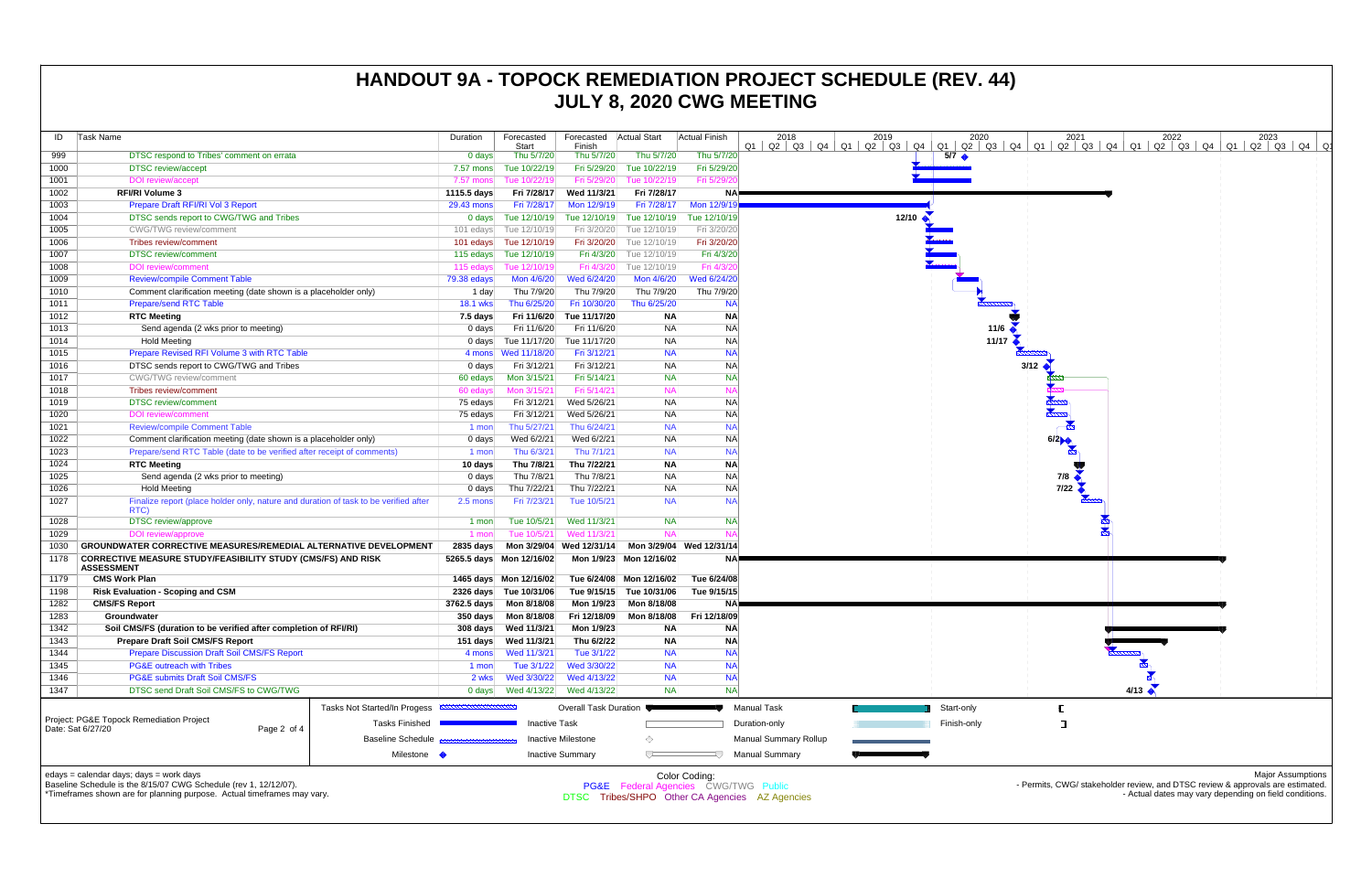# HANDOUT 9A - TOPOCK REMEDIATION PROJECT SCHEDULE (REV. 44)
# JULY 8, 2020 CWG MEETING

| ID | Task Name | Duration | Forecasted Start | Forecasted Finish | Actual Start | Actual Finish |
|---|---|---|---|---|---|---|
| 999 | DTSC respond to Tribes' comment on errata | 0 days | Thu 5/7/20 | Thu 5/7/20 | Thu 5/7/20 | Thu 5/7/20 |
| 1000 | DTSC review/accept | 7.57 mons | Tue 10/22/19 | Fri 5/29/20 | Tue 10/22/19 | Fri 5/29/20 |
| 1001 | DOI review/accept | 7.57 mons | Tue 10/22/19 | Fri 5/29/20 | Tue 10/22/19 | Fri 5/29/20 |
| 1002 | **RFI/RI Volume 3** | **1115.5 days** | **Fri 7/28/17** | **Wed 11/3/21** | **Fri 7/28/17** | **NA** |
| 1003 | Prepare Draft RFI/RI Vol 3 Report | 29.43 mons | Fri 7/28/17 | Mon 12/9/19 | Fri 7/28/17 | Mon 12/9/19 |
| 1004 | DTSC sends report to CWG/TWG and Tribes | 0 days | Tue 12/10/19 | Tue 12/10/19 | Tue 12/10/19 | Tue 12/10/19 |
| 1005 | CWG/TWG review/comment | 101 edays | Tue 12/10/19 | Fri 3/20/20 | Tue 12/10/19 | Fri 3/20/20 |
| 1006 | Tribes review/comment | 101 edays | Tue 12/10/19 | Fri 3/20/20 | Tue 12/10/19 | Fri 3/20/20 |
| 1007 | DTSC review/comment | 115 edays | Tue 12/10/19 | Fri 4/3/20 | Tue 12/10/19 | Fri 4/3/20 |
| 1008 | DOI review/comment | 115 edays | Tue 12/10/19 | Fri 4/3/20 | Tue 12/10/19 | Fri 4/3/20 |
| 1009 | Review/compile Comment Table | 79.38 edays | Mon 4/6/20 | Wed 6/24/20 | Mon 4/6/20 | Wed 6/24/20 |
| 1010 | Comment clarification meeting (date shown is a placeholder only) | 1 day | Thu 7/9/20 | Thu 7/9/20 | Thu 7/9/20 | Thu 7/9/20 |
| 1011 | Prepare/send RTC Table | 18.1 wks | Thu 6/25/20 | Fri 10/30/20 | Thu 6/25/20 | NA |
| 1012 | **RTC Meeting** | **7.5 days** | **Fri 11/6/20** | **Tue 11/17/20** | **NA** | **NA** |
| 1013 | Send agenda (2 wks prior to meeting) | 0 days | Fri 11/6/20 | Fri 11/6/20 | NA | NA |
| 1014 | Hold Meeting | 0 days | Tue 11/17/20 | Tue 11/17/20 | NA | NA |
| 1015 | Prepare Revised RFI Volume 3 with RTC Table | 4 mons | Wed 11/18/20 | Fri 3/12/21 | NA | NA |
| 1016 | DTSC sends report to CWG/TWG and Tribes | 0 days | Fri 3/12/21 | Fri 3/12/21 | NA | NA |
| 1017 | CWG/TWG review/comment | 60 edays | Mon 3/15/21 | Fri 5/14/21 | NA | NA |
| 1018 | Tribes review/comment | 60 edays | Mon 3/15/21 | Fri 5/14/21 | NA | NA |
| 1019 | DTSC review/comment | 75 edays | Fri 3/12/21 | Wed 5/26/21 | NA | NA |
| 1020 | DOI review/comment | 75 edays | Fri 3/12/21 | Wed 5/26/21 | NA | NA |
| 1021 | Review/compile Comment Table | 1 mon | Thu 5/27/21 | Thu 6/24/21 | NA | NA |
| 1022 | Comment clarification meeting (date shown is a placeholder only) | 0 days | Wed 6/2/21 | Wed 6/2/21 | NA | NA |
| 1023 | Prepare/send RTC Table (date to be verified after receipt of comments) | 1 mon | Thu 6/3/21 | Thu 7/1/21 | NA | NA |
| 1024 | **RTC Meeting** | **10 days** | **Thu 7/8/21** | **Thu 7/22/21** | **NA** | **NA** |
| 1025 | Send agenda (2 wks prior to meeting) | 0 days | Thu 7/8/21 | Thu 7/8/21 | NA | NA |
| 1026 | Hold Meeting | 0 days | Thu 7/22/21 | Thu 7/22/21 | NA | NA |
| 1027 | Finalize report (place holder only, nature and duration of task to be verified after RTC) | 2.5 mons | Fri 7/23/21 | Tue 10/5/21 | NA | NA |
| 1028 | DTSC review/approve | 1 mon | Tue 10/5/21 | Wed 11/3/21 | NA | NA |
| 1029 | DOI review/approve | 1 mon | Tue 10/5/21 | Wed 11/3/21 | NA | NA |
| 1030 | **GROUNDWATER CORRECTIVE MEASURES/REMEDIAL ALTERNATIVE DEVELOPMENT** | **2835 days** | **Mon 3/29/04** | **Wed 12/31/14** | **Mon 3/29/04** | **Wed 12/31/14** |
| 1178 | **CORRECTIVE MEASURE STUDY/FEASIBILITY STUDY (CMS/FS) AND RISK ASSESSMENT** | **5265.5 days** | **Mon 12/16/02** | **Mon 1/9/23** | **Mon 12/16/02** | **NA** |
| 1179 | **CMS Work Plan** | **1465 days** | **Mon 12/16/02** | **Tue 6/24/08** | **Mon 12/16/02** | **Tue 6/24/08** |
| 1198 | **Risk Evaluation - Scoping and CSM** | **2326 days** | **Tue 10/31/06** | **Tue 9/15/15** | **Tue 10/31/06** | **Tue 9/15/15** |
| 1282 | **CMS/FS Report** | **3762.5 days** | **Mon 8/18/08** | **Mon 1/9/23** | **Mon 8/18/08** | **NA** |
| 1283 | **Groundwater** | **350 days** | **Mon 8/18/08** | **Fri 12/18/09** | **Mon 8/18/08** | **Fri 12/18/09** |
| 1342 | **Soil CMS/FS (duration to be verified after completion of RFI/RI)** | **308 days** | **Wed 11/3/21** | **Mon 1/9/23** | **NA** | **NA** |
| 1343 | **Prepare Draft Soil CMS/FS Report** | **151 days** | **Wed 11/3/21** | **Thu 6/2/22** | **NA** | **NA** |
| 1344 | Prepare Discussion Draft Soil CMS/FS Report | 4 mons | Wed 11/3/21 | Tue 3/1/22 | NA | NA |
| 1345 | PG&E outreach with Tribes | 1 mon | Tue 3/1/22 | Wed 3/30/22 | NA | NA |
| 1346 | PG&E submits Draft Soil CMS/FS | 2 wks | Wed 3/30/22 | Wed 4/13/22 | NA | NA |
| 1347 | DTSC send Draft Soil CMS/FS to CWG/TWG | 0 days | Wed 4/13/22 | Wed 4/13/22 | NA | NA |

Project: PG&E Topock Remediation Project
Date: Sat 6/27/20

Legend: Tasks Not Started/In Progess; Tasks Finished; Baseline Schedule; Milestone; Overall Task Duration; Inactive Task; Inactive Milestone; Inactive Summary; Manual Task; Duration-only; Manual Summary Rollup; Manual Summary; Start-only; Finish-only

edays = calendar days; days = work days
Baseline Schedule is the 8/15/07 CWG Schedule (rev 1, 12/12/07).
*Timeframes shown are for planning purpose. Actual timeframes may vary.

Color Coding:
PG&E Federal Agencies CWG/TWG Public
DTSC Tribes/SHPO Other CA Agencies AZ Agencies

Major Assumptions
- Permits, CWG/ stakeholder review, and DTSC review & approvals are estimated.
- Actual dates may vary depending on field conditions.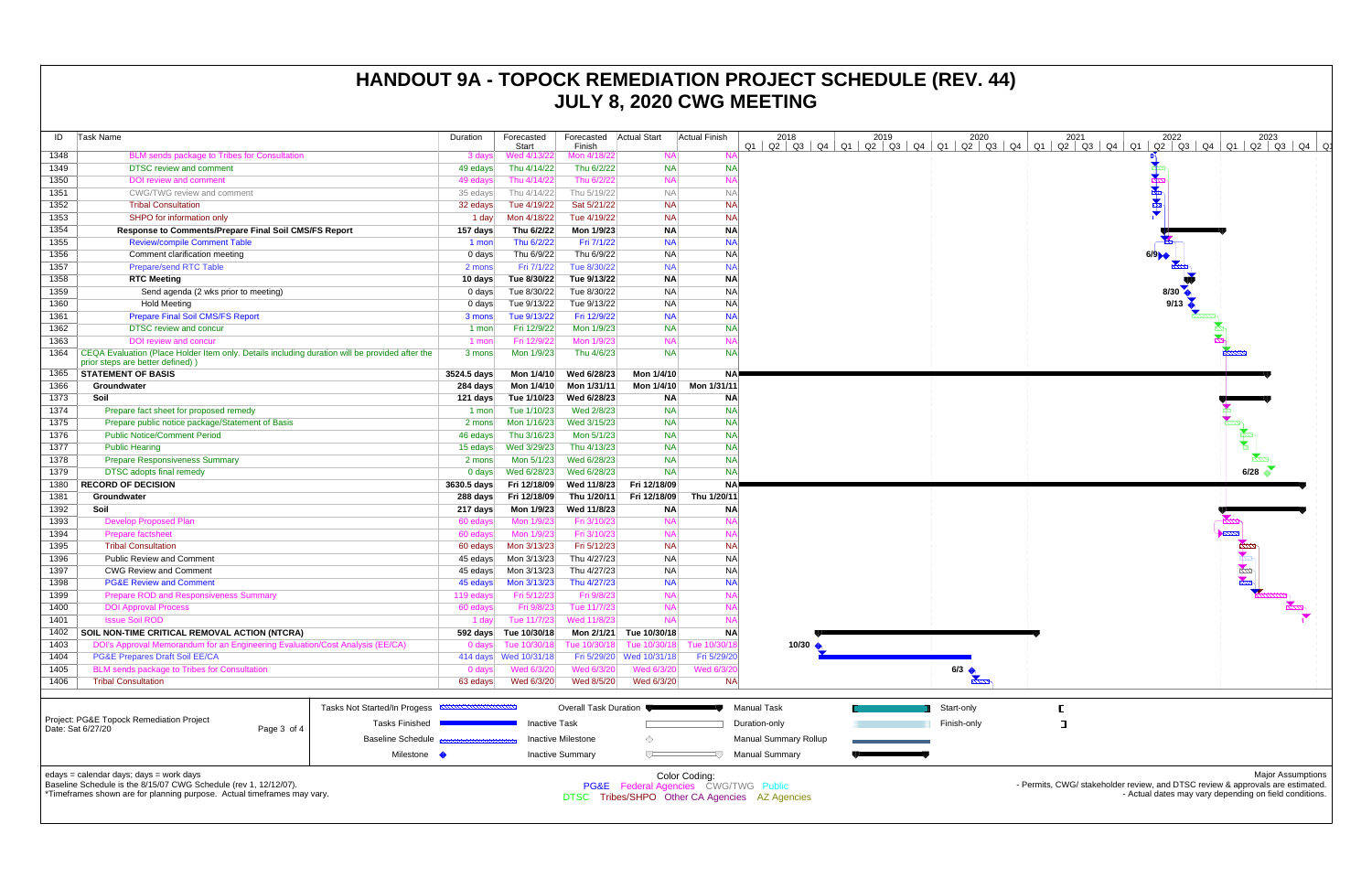# HANDOUT 9A - TOPOCK REMEDIATION PROJECT SCHEDULE (REV. 44)
# JULY 8, 2020 CWG MEETING

| ID | Task Name | Duration | Forecasted Start | Forecasted Finish | Actual Start | Actual Finish |
|---|---|---|---|---|---|---|
| 1348 | BLM sends package to Tribes for Consultation | 3 days | Wed 4/13/22 | Mon 4/18/22 | NA | NA |
| 1349 | DTSC review and comment | 49 edays | Thu 4/14/22 | Thu 6/2/22 | NA | NA |
| 1350 | DOI review and comment | 49 edays | Thu 4/14/22 | Thu 6/2/22 | NA | NA |
| 1351 | CWG/TWG review and comment | 35 edays | Thu 4/14/22 | Thu 5/19/22 | NA | NA |
| 1352 | Tribal Consultation | 32 edays | Tue 4/19/22 | Sat 5/21/22 | NA | NA |
| 1353 | SHPO for information only | 1 day | Mon 4/18/22 | Tue 4/19/22 | NA | NA |
| 1354 | **Response to Comments/Prepare Final Soil CMS/FS Report** | **157 days** | **Thu 6/2/22** | **Mon 1/9/23** | **NA** | **NA** |
| 1355 | Review/compile Comment Table | 1 mon | Thu 6/2/22 | Fri 7/1/22 | NA | NA |
| 1356 | Comment clarification meeting | 0 days | Thu 6/9/22 | Thu 6/9/22 | NA | NA |
| 1357 | Prepare/send RTC Table | 2 mons | Fri 7/1/22 | Tue 8/30/22 | NA | NA |
| 1358 | **RTC Meeting** | **10 days** | **Tue 8/30/22** | **Tue 9/13/22** | **NA** | **NA** |
| 1359 | Send agenda (2 wks prior to meeting) | 0 days | Tue 8/30/22 | Tue 8/30/22 | NA | NA |
| 1360 | Hold Meeting | 0 days | Tue 9/13/22 | Tue 9/13/22 | NA | NA |
| 1361 | Prepare Final Soil CMS/FS Report | 3 mons | Tue 9/13/22 | Fri 12/9/22 | NA | NA |
| 1362 | DTSC review and concur | 1 mon | Fri 12/9/22 | Mon 1/9/23 | NA | NA |
| 1363 | DOI review and concur | 1 mon | Fri 12/9/22 | Mon 1/9/23 | NA | NA |
| 1364 | CEQA Evaluation (Place Holder item only. Details including duration will be provided after the prior steps are better defined.) | 3 mons | Mon 1/9/23 | Thu 4/6/23 | NA | NA |
| 1365 | **STATEMENT OF BASIS** | **3524.5 days** | **Mon 1/4/10** | **Wed 6/28/23** | **Mon 1/4/10** | **NA** |
| 1366 | **Groundwater** | **284 days** | **Mon 1/4/10** | **Mon 1/31/11** | **Mon 1/4/10** | **Mon 1/31/11** |
| 1373 | **Soil** | **121 days** | **Tue 1/10/23** | **Wed 6/28/23** | **NA** | **NA** |
| 1374 | Prepare fact sheet for proposed remedy | 1 mon | Tue 1/10/23 | Wed 2/8/23 | NA | NA |
| 1375 | Prepare public notice package/Statement of Basis | 2 mons | Mon 1/16/23 | Wed 3/15/23 | NA | NA |
| 1376 | Public Notice/Comment Period | 46 edays | Thu 3/16/23 | Mon 5/1/23 | NA | NA |
| 1377 | Public Hearing | 15 edays | Wed 3/29/23 | Thu 4/13/23 | NA | NA |
| 1378 | Prepare Responsiveness Summary | 2 mons | Mon 5/1/23 | Wed 6/28/23 | NA | NA |
| 1379 | DTSC adopts final remedy | 0 days | Wed 6/28/23 | Wed 6/28/23 | NA | NA |
| 1380 | **RECORD OF DECISION** | **3630.5 days** | **Fri 12/18/09** | **Wed 11/8/23** | **Fri 12/18/09** | **NA** |
| 1381 | **Groundwater** | **288 days** | **Fri 12/18/09** | **Thu 1/20/11** | **Fri 12/18/09** | **Thu 1/20/11** |
| 1392 | **Soil** | **217 days** | **Mon 1/9/23** | **Wed 11/8/23** | **NA** | **NA** |
| 1393 | Develop Proposed Plan | 60 edays | Mon 1/9/23 | Fri 3/10/23 | NA | NA |
| 1394 | Prepare factsheet | 60 edays | Mon 1/9/23 | Fri 3/10/23 | NA | NA |
| 1395 | Tribal Consultation | 60 edays | Mon 3/13/23 | Fri 5/12/23 | NA | NA |
| 1396 | Public Review and Comment | 45 edays | Mon 3/13/23 | Thu 4/27/23 | NA | NA |
| 1397 | CWG Review and Comment | 45 edays | Mon 3/13/23 | Thu 4/27/23 | NA | NA |
| 1398 | PG&E Review and Comment | 45 edays | Mon 3/13/23 | Thu 4/27/23 | NA | NA |
| 1399 | Prepare ROD and Responsiveness Summary | 119 edays | Fri 5/12/23 | Fri 9/8/23 | NA | NA |
| 1400 | DOI Approval Process | 60 edays | Fri 9/8/23 | Tue 11/7/23 | NA | NA |
| 1401 | Issue Soil ROD | 1 day | Tue 11/7/23 | Wed 11/8/23 | NA | NA |
| 1402 | **SOIL NON-TIME CRITICAL REMOVAL ACTION (NTCRA)** | **592 days** | **Tue 10/30/18** | **Mon 2/1/21** | **Tue 10/30/18** | **NA** |
| 1403 | DOI's Approval Memorandum for an Engineering Evaluation/Cost Analysis (EE/CA) | 0 days | Tue 10/30/18 | Tue 10/30/18 | Tue 10/30/18 | Tue 10/30/18 |
| 1404 | PG&E Prepares Draft Soil EE/CA | 414 days | Wed 10/31/18 | Fri 5/29/20 | Wed 10/31/18 | Fri 5/29/20 |
| 1405 | BLM sends package to Tribes for Consultation | 0 days | Wed 6/3/20 | Wed 6/3/20 | Wed 6/3/20 | Wed 6/3/20 |
| 1406 | Tribal Consultation | 63 edays | Wed 6/3/20 | Wed 8/5/20 | Wed 6/3/20 | NA |

Project: PG&E Topock Remediation Project
Date: Sat 6/27/20

Legend: Tasks Not Started/In Progress; Tasks Finished; Baseline Schedule; Milestone; Overall Task Duration; Inactive Task; Inactive Milestone; Inactive Summary; Manual Task; Duration-only; Manual Summary Rollup; Manual Summary; Start-only; Finish-only

edays = calendar days; days = work days
Baseline Schedule is the 8/15/07 CWG Schedule (rev 1, 12/12/07).
*Timeframes shown are for planning purpose. Actual timeframes may vary.

Color Coding:
PG&E Federal Agencies CWG/TWG Public
DTSC Tribes/SHPO Other CA Agencies AZ Agencies

Major Assumptions
- Permits, CWG/ stakeholder review, and DTSC review & approvals are estimated.
- Actual dates may vary depending on field conditions.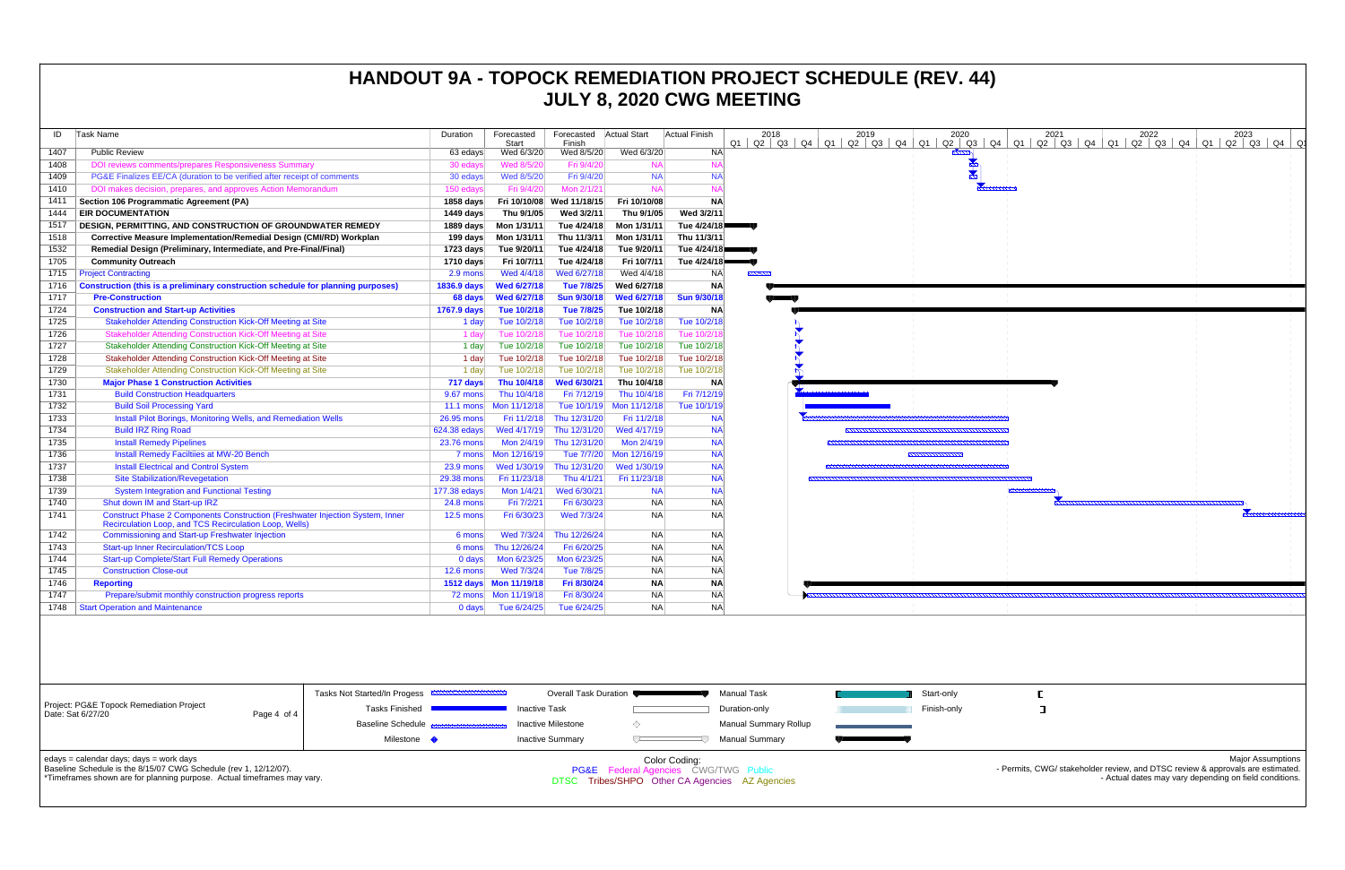# HANDOUT 9A - TOPOCK REMEDIATION PROJECT SCHEDULE (REV. 44)
## JULY 8, 2020 CWG MEETING

| ID | Task Name | Duration | Forecasted Start | Forecasted Finish | Actual Start | Actual Finish |
|---|---|---|---|---|---|---|
| 1407 | Public Review | 63 edays | Wed 6/3/20 | Wed 8/5/20 | Wed 6/3/20 | NA |
| 1408 | DOI reviews comments/prepares Responsiveness Summary | 30 edays | Wed 8/5/20 | Fri 9/4/20 | NA | NA |
| 1409 | PG&E Finalizes EE/CA (duration to be verified after receipt of comments | 30 edays | Wed 8/5/20 | Fri 9/4/20 | NA | NA |
| 1410 | DOI makes decision, prepares, and approves Action Memorandum | 150 edays | Fri 9/4/20 | Mon 2/1/21 | NA | NA |
| 1411 | **Section 106 Programmatic Agreement (PA)** | **1858 days** | **Fri 10/10/08** | **Wed 11/18/15** | **Fri 10/10/08** | **NA** |
| 1444 | **EIR DOCUMENTATION** | **1449 days** | **Thu 9/1/05** | **Wed 3/2/11** | **Thu 9/1/05** | **Wed 3/2/11** |
| 1517 | **DESIGN, PERMITTING, AND CONSTRUCTION OF GROUNDWATER REMEDY** | **1889 days** | **Mon 1/31/11** | **Tue 4/24/18** | **Mon 1/31/11** | **Tue 4/24/18** |
| 1518 | **Corrective Measure Implementation/Remedial Design (CMI/RD) Workplan** | **199 days** | **Mon 1/31/11** | **Thu 11/3/11** | **Mon 1/31/11** | **Thu 11/3/11** |
| 1532 | **Remedial Design (Preliminary, Intermediate, and Pre-Final/Final)** | **1723 days** | **Tue 9/20/11** | **Tue 4/24/18** | **Tue 9/20/11** | **Tue 4/24/18** |
| 1705 | **Community Outreach** | **1710 days** | **Fri 10/7/11** | **Tue 4/24/18** | **Fri 10/7/11** | **Tue 4/24/18** |
| 1715 | Project Contracting | 2.9 mons | Wed 4/4/18 | Wed 6/27/18 | Wed 4/4/18 | NA |
| 1716 | **Construction (this is a preliminary construction schedule for planning purposes)** | **1836.9 days** | **Wed 6/27/18** | **Tue 7/8/25** | **Wed 6/27/18** | **NA** |
| 1717 | **Pre-Construction** | **68 days** | **Wed 6/27/18** | **Sun 9/30/18** | **Wed 6/27/18** | **Sun 9/30/18** |
| 1724 | **Construction and Start-up Activities** | **1767.9 days** | **Tue 10/2/18** | **Tue 7/8/25** | **Tue 10/2/18** | **NA** |
| 1725 | Stakeholder Attending Construction Kick-Off Meeting at Site | 1 day | Tue 10/2/18 | Tue 10/2/18 | Tue 10/2/18 | Tue 10/2/18 |
| 1726 | Stakeholder Attending Construction Kick-Off Meeting at Site | 1 day | Tue 10/2/18 | Tue 10/2/18 | Tue 10/2/18 | Tue 10/2/18 |
| 1727 | Stakeholder Attending Construction Kick-Off Meeting at Site | 1 day | Tue 10/2/18 | Tue 10/2/18 | Tue 10/2/18 | Tue 10/2/18 |
| 1728 | Stakeholder Attending Construction Kick-Off Meeting at Site | 1 day | Tue 10/2/18 | Tue 10/2/18 | Tue 10/2/18 | Tue 10/2/18 |
| 1729 | Stakeholder Attending Construction Kick-Off Meeting at Site | 1 day | Tue 10/2/18 | Tue 10/2/18 | Tue 10/2/18 | Tue 10/2/18 |
| 1730 | **Major Phase 1 Construction Activities** | **717 days** | **Thu 10/4/18** | **Wed 6/30/21** | **Thu 10/4/18** | **NA** |
| 1731 | Build Construction Headquarters | 9.67 mons | Thu 10/4/18 | Fri 7/12/19 | Thu 10/4/18 | Fri 7/12/19 |
| 1732 | Build Soil Processing Yard | 11.1 mons | Mon 11/12/18 | Tue 10/1/19 | Mon 11/12/18 | Tue 10/1/19 |
| 1733 | Install Pilot Borings, Monitoring Wells, and Remediation Wells | 26.95 mons | Fri 11/2/18 | Thu 12/31/20 | Fri 11/2/18 | NA |
| 1734 | Build IRZ Ring Road | 624.38 edays | Wed 4/17/19 | Thu 12/31/20 | Wed 4/17/19 | NA |
| 1735 | Install Remedy Pipelines | 23.76 mons | Mon 2/4/19 | Thu 12/31/20 | Mon 2/4/19 | NA |
| 1736 | Install Remedy Faciltiies at MW-20 Bench | 7 mons | Mon 12/16/19 | Tue 7/7/20 | Mon 12/16/19 | NA |
| 1737 | Install Electrical and Control System | 23.9 mons | Wed 1/30/19 | Thu 12/31/20 | Wed 1/30/19 | NA |
| 1738 | Site Stabilization/Revegetation | 29.38 mons | Fri 11/23/18 | Thu 4/1/21 | Fri 11/23/18 | NA |
| 1739 | System Integration and Functional Testing | 177.38 edays | Mon 1/4/21 | Wed 6/30/21 | NA | NA |
| 1740 | Shut down IM and Start-up IRZ | 24.8 mons | Fri 7/2/21 | Fri 6/30/23 | NA | NA |
| 1741 | Construct Phase 2 Components Construction (Freshwater Injection System, Inner Recirculation Loop, and TCS Recirculation Loop, Wells) | 12.5 mons | Fri 6/30/23 | Wed 7/3/24 | NA | NA |
| 1742 | Commissioning and Start-up Freshwater Injection | 6 mons | Wed 7/3/24 | Tue 12/24/24 | NA | NA |
| 1743 | Start-up Inner Recirculation/TCS Loop | 6 mons | Thu 12/26/24 | Fri 6/20/25 | NA | NA |
| 1744 | Start-up Complete/Start Full Remedy Operations | 0 days | Mon 6/23/25 | Mon 6/23/25 | NA | NA |
| 1745 | Construction Close-out | 12.6 mons | Wed 7/3/24 | Tue 7/8/25 | NA | NA |
| 1746 | **Reporting** | **1512 days** | **Mon 11/19/18** | **Fri 8/30/24** | **NA** | **NA** |
| 1747 | Prepare/submit monthly construction progress reports | 72 mons | Mon 11/19/18 | Fri 8/30/24 | NA | NA |
| 1748 | Start Operation and Maintenance | 0 days | Tue 6/24/25 | Tue 6/24/25 | NA | NA |

2018 | 2019 | 2020 | 2021 | 2022 | 2023
Q1 Q2 Q3 Q4 (each year)

Project: PG&E Topock Remediation Project
Date: Sat 6/27/20

Legend: Tasks Not Started/In Progess; Tasks Finished; Baseline Schedule; Milestone; Overall Task Duration; Inactive Task; Inactive Milestone; Inactive Summary; Manual Task; Duration-only; Manual Summary Rollup; Manual Summary; Start-only; Finish-only

edays = calendar days; days = work days
Baseline Schedule is the 8/15/07 CWG Schedule (rev 1, 12/12/07).
*Timeframes shown are for planning purpose. Actual timeframes may vary.

Color Coding:
PG&E Federal Agencies CWG/TWG Public
DTSC Tribes/SHPO Other CA Agencies AZ Agencies

Major Assumptions
- Permits, CWG/ stakeholder review, and DTSC review & approvals are estimated.
- Actual dates may vary depending on field conditions.